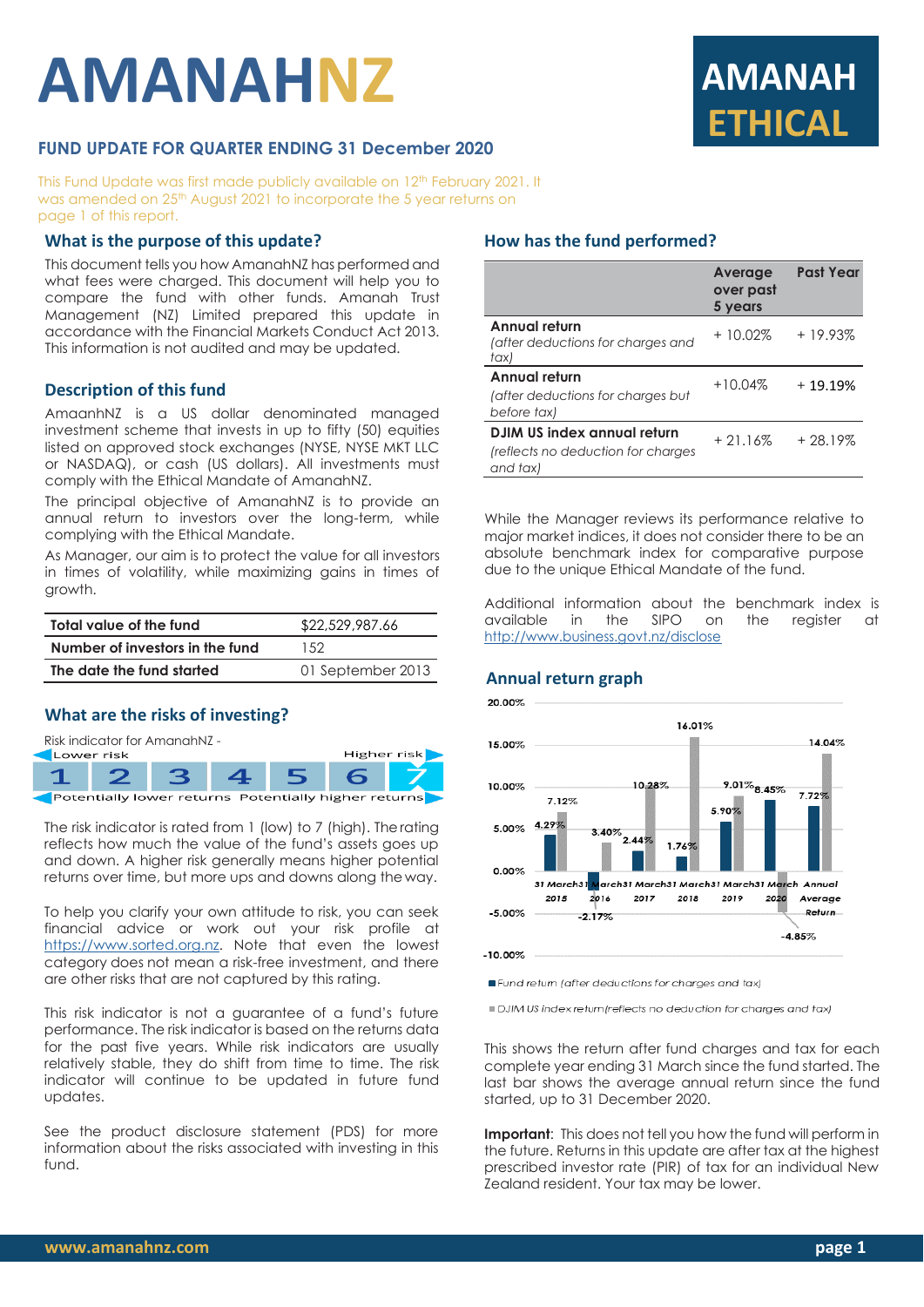# AMANAHNZ

# AMANAH ETHICAL

## FUND UPDATE FOR QUARTER ENDING 31 December 2020

This Fund Update was first made publicly available on 12th February 2021. It was amended on 25th August 2021 to incorporate the 5 year returns on page 1 of this report.

### What is the purpose of this update?

This document tells you how AmanahNZ has performed and what fees were charged. This document will help you to compare the fund with other funds. Amanah Trust Management (NZ) Limited prepared this update in accordance with the Financial Markets Conduct Act 2013. This information is not audited and may be updated.

### Description of this fund

AmaanhNZ is a US dollar denominated managed investment scheme that invests in up to fifty (50) equities listed on approved stock exchanges (NYSE, NYSE MKT LLC or NASDAQ), or cash (US dollars). All investments must comply with the Ethical Mandate of AmanahNZ.

The principal objective of AmanahNZ is to provide an annual return to investors over the long-term, while complying with the Ethical Mandate.

As Manager, our aim is to protect the value for all investors in times of volatility, while maximizing gains in times of growth.

| | |
|---|---|
| **Total value of the fund** | $22,529,987.66 |
| **Number of investors in the fund** | 152 |
| **The date the fund started** | 01 September 2013 |

### What are the risks of investing?

Risk indicator for AmanahNZ -

| Lower risk | | | | | | Higher risk |
|---|---|---|---|---|---|---|
| 1 | 2 | 3 | 4 | 5 | 6 | **7** |
| Potentially lower returns | | | | | | Potentially higher returns |

The risk indicator is rated from 1 (low) to 7 (high). The rating reflects how much the value of the fund's assets goes up and down. A higher risk generally means higher potential returns over time, but more ups and downs along the way.

To help you clarify your own attitude to risk, you can seek financial advice or work out your risk profile at https://www.sorted.org.nz. Note that even the lowest category does not mean a risk-free investment, and there are other risks that are not captured by this rating.

This risk indicator is not a guarantee of a fund's future performance. The risk indicator is based on the returns data for the past five years. While risk indicators are usually relatively stable, they do shift from time to time. The risk indicator will continue to be updated in future fund updates.

See the product disclosure statement (PDS) for more information about the risks associated with investing in this fund.

### How has the fund performed?

| | Average over past 5 years | Past Year |
|---|---|---|
| **Annual return** *(after deductions for charges and tax)* | + 10.02% | + 19.93% |
| **Annual return** *(after deductions for charges but before tax)* | +10.04% | + 19.19% |
| **DJIM US index annual return** *(reflects no deduction for charges and tax)* | + 21.16% | + 28.19% |

While the Manager reviews its performance relative to major market indices, it does not consider there to be an absolute benchmark index for comparative purpose due to the unique Ethical Mandate of the fund.

Additional information about the benchmark index is available in the SIPO on the register at http://www.business.govt.nz/disclose

### Annual return graph

| | Fund return (after deductions for charges and tax) | DJIM US index return (reflects no deduction for charges and tax) |
|---|---|---|
| 31 March 2015 | 4.29% | 7.12% |
| 31 March 2016 | -2.17% | 3.40% |
| 31 March 2017 | 2.44% | 10.28% |
| 31 March 2018 | 1.76% | 16.01% |
| 31 March 2019 | 5.90% | 9.01% |
| 31 March 2020 | 8.45% | -4.85% |
| Annual Average Return | 7.72% | 14.04% |

This shows the return after fund charges and tax for each complete year ending 31 March since the fund started. The last bar shows the average annual return since the fund started, up to 31 December 2020.

**Important**: This does not tell you how the fund will perform in the future. Returns in this update are after tax at the highest prescribed investor rate (PIR) of tax for an individual New Zealand resident. Your tax may be lower.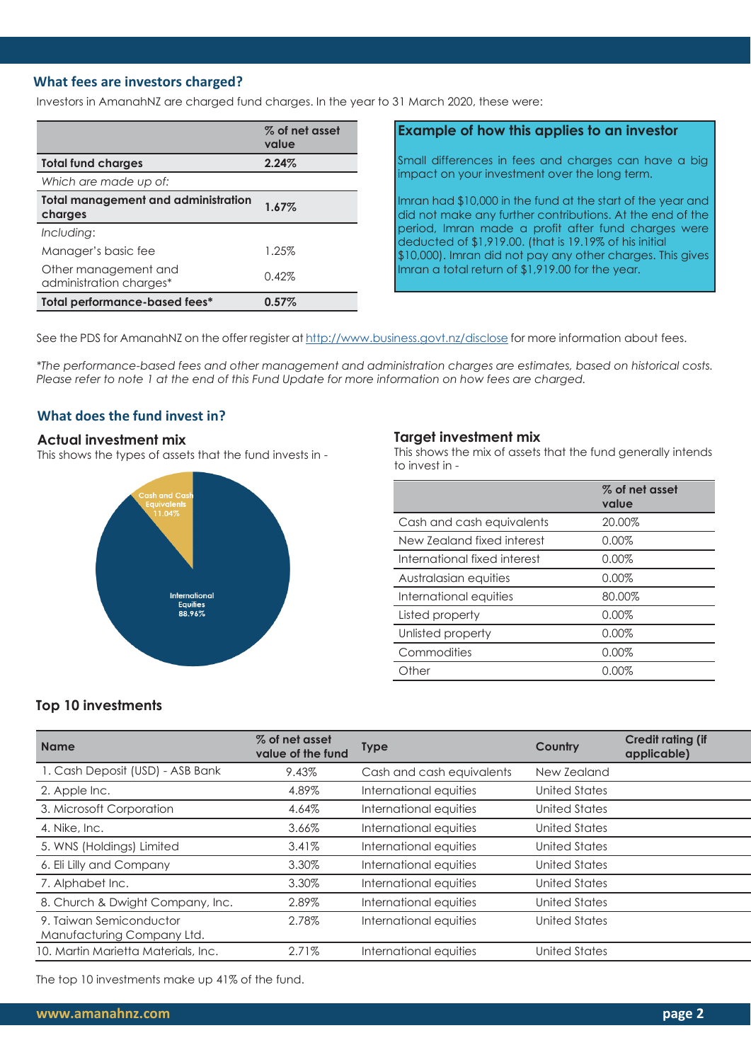## What fees are investors charged?

Investors in AmanahNZ are charged fund charges. In the year to 31 March 2020, these were:

| | % of net asset value |
|---|---|
| **Total fund charges** | **2.24%** |
| *Which are made up of:* | |
| **Total management and administration charges** | **1.67%** |
| *Including:* | |
| Manager's basic fee | 1.25% |
| Other management and administration charges* | 0.42% |
| **Total performance-based fees*** | **0.57%** |

### Example of how this applies to an investor

Small differences in fees and charges can have a big impact on your investment over the long term.

Imran had $10,000 in the fund at the start of the year and did not make any further contributions. At the end of the period, Imran made a profit after fund charges were deducted of $1,919.00. (that is 19.19% of his initial $10,000). Imran did not pay any other charges. This gives Imran a total return of $1,919.00 for the year.

See the PDS for AmanahNZ on the offer register at http://www.business.govt.nz/disclose for more information about fees.

*\*The performance-based fees and other management and administration charges are estimates, based on historical costs. Please refer to note 1 at the end of this Fund Update for more information on how fees are charged.*

## What does the fund invest in?

### Actual investment mix

This shows the types of assets that the fund invests in -

Cash and Cash Equivalents 11.04%

International Equities 88.96%

### Target investment mix

This shows the mix of assets that the fund generally intends to invest in -

| | % of net asset value |
|---|---|
| Cash and cash equivalents | 20.00% |
| New Zealand fixed interest | 0.00% |
| International fixed interest | 0.00% |
| Australasian equities | 0.00% |
| International equities | 80.00% |
| Listed property | 0.00% |
| Unlisted property | 0.00% |
| Commodities | 0.00% |
| Other | 0.00% |

### Top 10 investments

| Name | % of net asset value of the fund | Type | Country | Credit rating (if applicable) |
|---|---|---|---|---|
| 1. Cash Deposit (USD) - ASB Bank | 9.43% | Cash and cash equivalents | New Zealand | |
| 2. Apple Inc. | 4.89% | International equities | United States | |
| 3. Microsoft Corporation | 4.64% | International equities | United States | |
| 4. Nike, Inc. | 3.66% | International equities | United States | |
| 5. WNS (Holdings) Limited | 3.41% | International equities | United States | |
| 6. Eli Lilly and Company | 3.30% | International equities | United States | |
| 7. Alphabet Inc. | 3.30% | International equities | United States | |
| 8. Church & Dwight Company, Inc. | 2.89% | International equities | United States | |
| 9. Taiwan Semiconductor Manufacturing Company Ltd. | 2.78% | International equities | United States | |
| 10. Martin Marietta Materials, Inc. | 2.71% | International equities | United States | |

The top 10 investments make up 41% of the fund.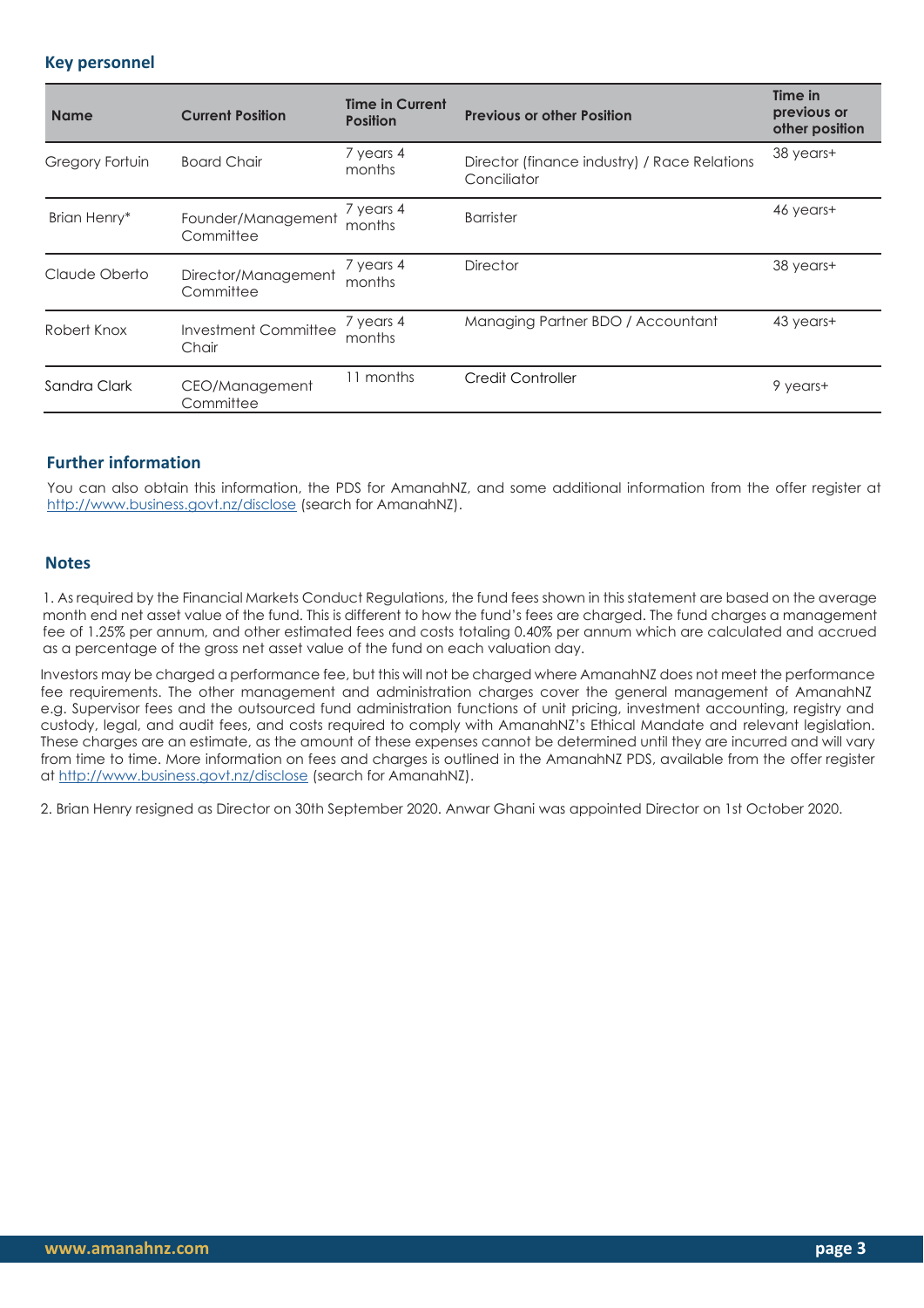## Key personnel

| Name | Current Position | Time in Current Position | Previous or other Position | Time in previous or other position |
|---|---|---|---|---|
| Gregory Fortuin | Board Chair | 7 years 4 months | Director (finance industry) / Race Relations Conciliator | 38 years+ |
| Brian Henry* | Founder/Management Committee | 7 years 4 months | Barrister | 46 years+ |
| Claude Oberto | Director/Management Committee | 7 years 4 months | Director | 38 years+ |
| Robert Knox | Investment Committee Chair | 7 years 4 months | Managing Partner BDO / Accountant | 43 years+ |
| Sandra Clark | CEO/Management Committee | 11 months | Credit Controller | 9 years+ |

## Further information

You can also obtain this information, the PDS for AmanahNZ, and some additional information from the offer register at http://www.business.govt.nz/disclose (search for AmanahNZ).

## Notes

1. As required by the Financial Markets Conduct Regulations, the fund fees shown in this statement are based on the average month end net asset value of the fund. This is different to how the fund's fees are charged. The fund charges a management fee of 1.25% per annum, and other estimated fees and costs totaling 0.40% per annum which are calculated and accrued as a percentage of the gross net asset value of the fund on each valuation day.

Investors may be charged a performance fee, but this will not be charged where AmanahNZ does not meet the performance fee requirements. The other management and administration charges cover the general management of AmanahNZ e.g. Supervisor fees and the outsourced fund administration functions of unit pricing, investment accounting, registry and custody, legal, and audit fees, and costs required to comply with AmanahNZ's Ethical Mandate and relevant legislation. These charges are an estimate, as the amount of these expenses cannot be determined until they are incurred and will vary from time to time. More information on fees and charges is outlined in the AmanahNZ PDS, available from the offer register at http://www.business.govt.nz/disclose (search for AmanahNZ).

2. Brian Henry resigned as Director on 30th September 2020. Anwar Ghani was appointed Director on 1st October 2020.